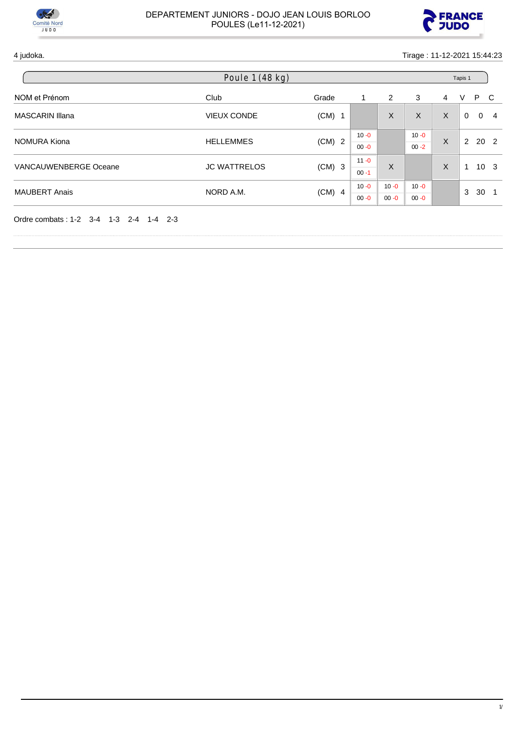DEPARTEMENT JUNIORS - DOJO JEAN LOUIS BORLOO
POULES (Le11-12-2021)

4 judoka. Tirage : 11-12-2021 15:44:23

## Poule 1 (48 kg)

Tapis 1

| NOM et Prénom | Club | Grade | | 1 | 2 | 3 | 4 | V | P | C |
|---|---|---|---|---|---|---|---|---|---|---|
| MASCARIN Illana | VIEUX CONDE | (CM) | 1 | | X | X | X | 0 | 0 | 4 |
| NOMURA Kiona | HELLEMMES | (CM) | 2 | 10 -0 / 00 -0 | | 10 -0 / 00 -2 | X | 2 | 20 | 2 |
| VANCAUWENBERGE Oceane | JC WATTRELOS | (CM) | 3 | 11 -0 / 00 -1 | X | | X | 1 | 10 | 3 |
| MAUBERT Anais | NORD A.M. | (CM) | 4 | 10 -0 / 00 -0 | 10 -0 / 00 -0 | 10 -0 / 00 -0 | | 3 | 30 | 1 |

Ordre combats : 1-2 3-4 1-3 2-4 1-4 2-3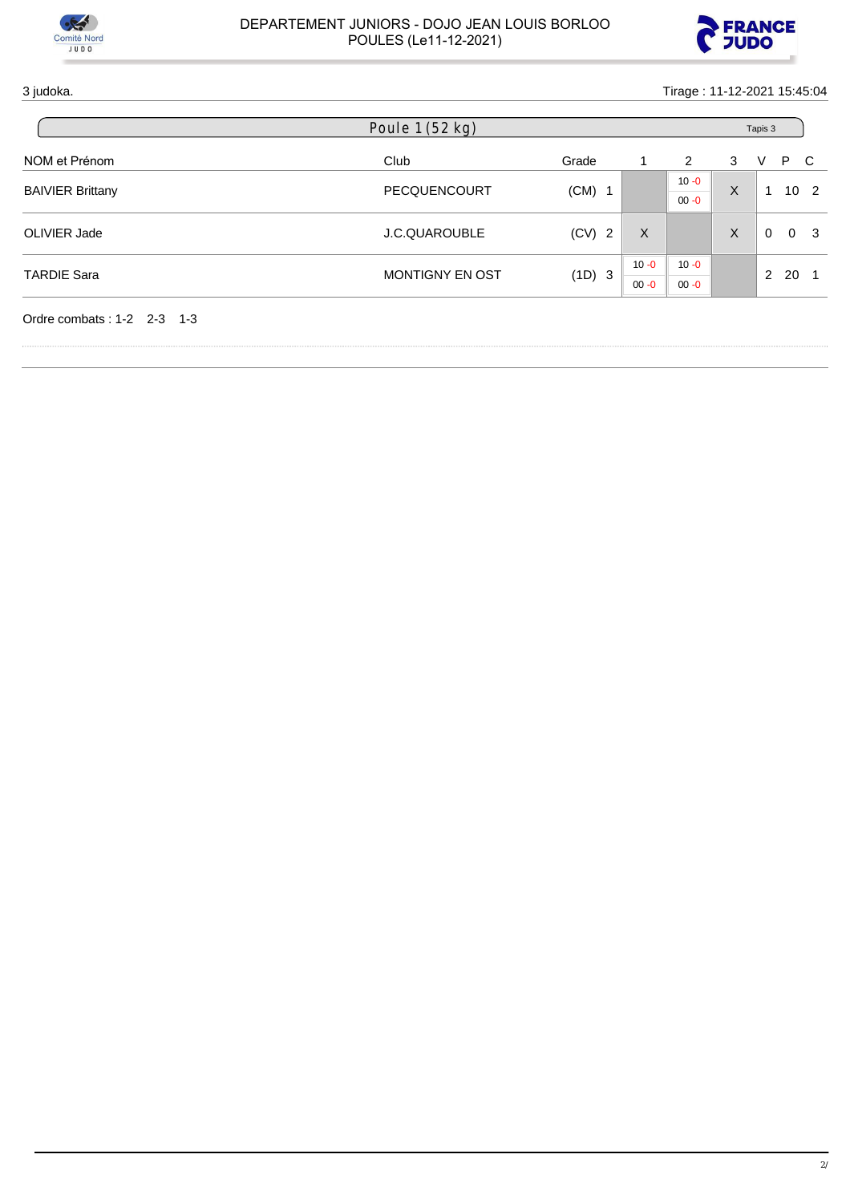DEPARTEMENT JUNIORS - DOJO JEAN LOUIS BORLOO
POULES (Le11-12-2021)

3 judoka.

Tirage : 11-12-2021 15:45:04

## Poule 1 (52 kg)

Tapis 3

| NOM et Prénom | Club | Grade | 1 | 2 | 3 | V | P | C |
|---|---|---|---|---|---|---|---|---|
| BAIVIER Brittany | PECQUENCOURT | (CM) 1 | | 10 -0 / 00 -0 | X | 1 | 10 | 2 |
| OLIVIER Jade | J.C.QUAROUBLE | (CV) 2 | X | | X | 0 | 0 | 3 |
| TARDIE Sara | MONTIGNY EN OST | (1D) 3 | 10 -0 / 00 -0 | 10 -0 / 00 -0 | | 2 | 20 | 1 |

Ordre combats : 1-2 2-3 1-3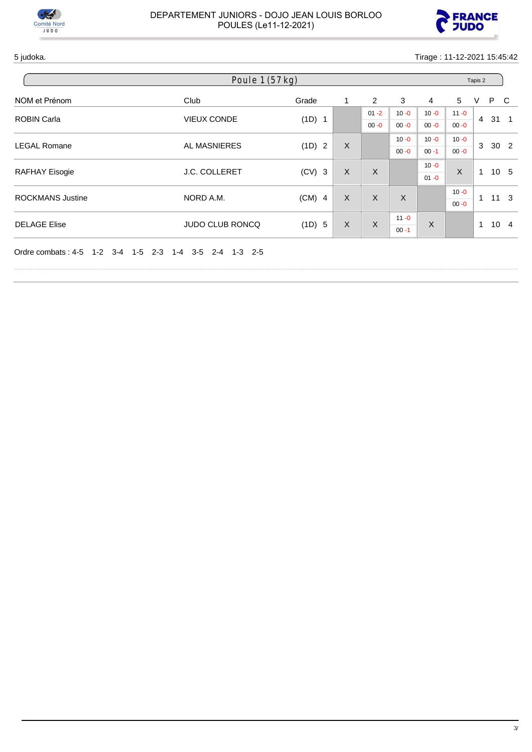DEPARTEMENT JUNIORS - DOJO JEAN LOUIS BORLOO
POULES (Le11-12-2021)

5 judoka.

Tirage : 11-12-2021 15:45:42

## Poule 1 (57 kg)

Tapis 2

| NOM et Prénom | Club | Grade | | 1 | 2 | 3 | 4 | 5 | V | P | C |
|---|---|---|---|---|---|---|---|---|---|---|---|
| ROBIN Carla | VIEUX CONDE | (1D) | 1 | | 01 -2 / 00 -0 | 10 -0 / 00 -0 | 10 -0 / 00 -0 | 11 -0 / 00 -0 | 4 | 31 | 1 |
| LEGAL Romane | AL MASNIERES | (1D) | 2 | X | | 10 -0 / 00 -0 | 10 -0 / 00 -1 | 10 -0 / 00 -0 | 3 | 30 | 2 |
| RAFHAY Eisogie | J.C. COLLERET | (CV) | 3 | X | X | | 10 -0 / 01 -0 | X | 1 | 10 | 5 |
| ROCKMANS Justine | NORD A.M. | (CM) | 4 | X | X | X | | 10 -0 / 00 -0 | 1 | 11 | 3 |
| DELAGE Elise | JUDO CLUB RONCQ | (1D) | 5 | X | X | 11 -0 / 00 -1 | X | | 1 | 10 | 4 |

Ordre combats : 4-5 1-2 3-4 1-5 2-3 1-4 3-5 2-4 1-3 2-5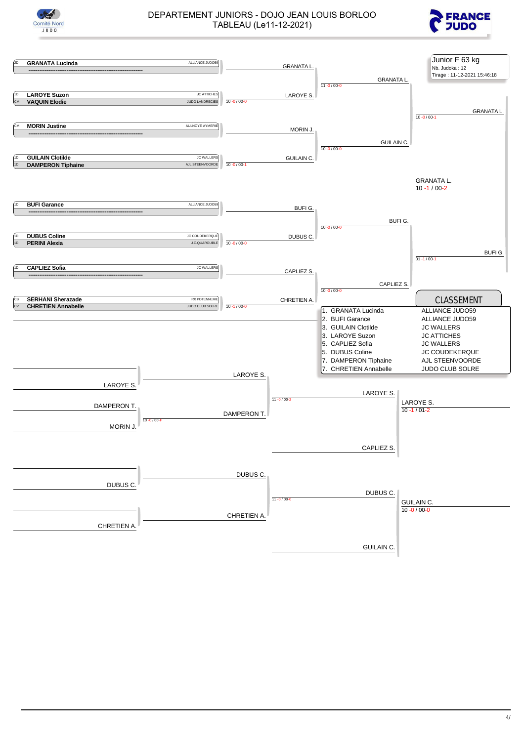# DEPARTEMENT JUNIORS - DOJO JEAN LOUIS BORLOO

## TABLEAU (Le11-12-2021)

**Junior F 63 kg**
Nb. Judoka : 12
Tirage : 11-12-2021 15:46:18

### Tableau principal

| Grade | Judoka | Club |
|---|---|---|
| 2D | **GRANATA Lucinda** | ALLIANCE JUDO59 |
| 1D | **LAROYE Suzon** | JC ATTICHES |
| CM | **VAQUIN Elodie** | JUDO LANDRECIES |
| CM | **MORIN Justine** | AULNOYE AYMERIE |
| 1D | **GUILAIN Clotilde** | JC WALLERS |
| 1D | **DAMPERON Tiphaine** | AJL STEENVOORDE |
| 1D | **BUFI Garance** | ALLIANCE JUDO59 |
| 1D | **DUBUS Coline** | JC COUDEKERQUE |
| 1D | **PERINI Alexia** | J.C.QUAROUBLE |
| 1D | **CAPLIEZ Sofia** | JC WALLERS |
| CB | **SERHANI Sherazade** | RX POTENNERIE |
| CV | **CHRETIEN Annabelle** | JUDO CLUB SOLRE |

**1er tour**
- LAROYE S. bat VAQUIN Elodie : 10 -0 / 00-0
- GUILAIN C. bat DAMPERON Tiphaine : 10 -0 / 00-1
- DUBUS C. bat PERINI Alexia : 10 -0 / 00-0
- CHRETIEN A. bat SERHANI Sherazade : 10 -1 / 00-0

**2e tour**
- GRANATA L. bat LAROYE S. : 11 -0 / 00-0
- GUILAIN C. bat MORIN J. : 10 -0 / 00-0
- BUFI G. bat DUBUS C. : 10 -0 / 00-0
- CAPLIEZ S. bat CHRETIEN A. : 10 -0 / 00-0

**Demi-finales**
- GRANATA L. bat GUILAIN C. : 10 -0 / 00-1
- BUFI G. bat CAPLIEZ S. : 01 -1 / 00-1

**Finale**
- GRANATA L. bat BUFI G. : 10 -1 / 00-2

### Repêchages

- LAROYE S. (LAROYE S. / DAMPERON T. : 11 -0 / 00-2)
- DAMPERON T. bat MORIN J. : 10 -0 / 00-F
- LAROYE S. bat CAPLIEZ S. : 10 -1 / 01-2
- DUBUS C. (DUBUS C. / CHRETIEN A. : 11 -0 / 00-0)
- GUILAIN C. bat DUBUS C. : 10 -0 / 00-0

### CLASSEMENT

| Place | Judoka | Club |
|---|---|---|
| 1. | GRANATA Lucinda | ALLIANCE JUDO59 |
| 2. | BUFI Garance | ALLIANCE JUDO59 |
| 3. | GUILAIN Clotilde | JC WALLERS |
| 3. | LAROYE Suzon | JC ATTICHES |
| 5. | CAPLIEZ Sofia | JC WALLERS |
| 5. | DUBUS Coline | JC COUDEKERQUE |
| 7. | DAMPERON Tiphaine | AJL STEENVOORDE |
| 7. | CHRETIEN Annabelle | JUDO CLUB SOLRE |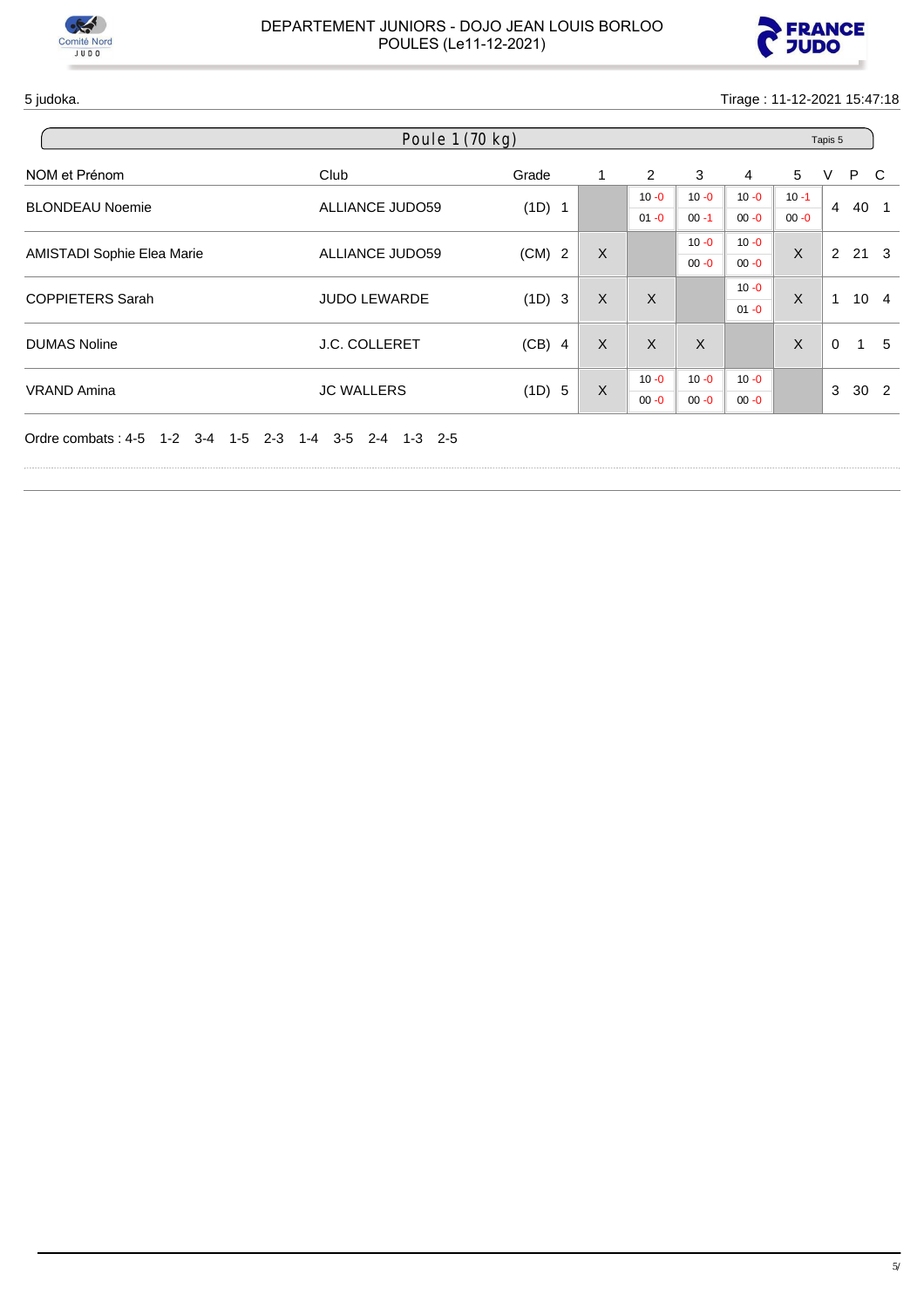DEPARTEMENT JUNIORS - DOJO JEAN LOUIS BORLOO
POULES (Le11-12-2021)

5 judoka. Tirage : 11-12-2021 15:47:18

## Poule 1 (70 kg) — Tapis 5

| NOM et Prénom | Club | Grade | | 1 | 2 | 3 | 4 | 5 | V | P | C |
|---|---|---|---|---|---|---|---|---|---|---|---|
| BLONDEAU Noemie | ALLIANCE JUDO59 | (1D) | 1 | | 10 -0 / 01 -0 | 10 -0 / 00 -1 | 10 -0 / 00 -0 | 10 -1 / 00 -0 | 4 | 40 | 1 |
| AMISTADI Sophie Elea Marie | ALLIANCE JUDO59 | (CM) | 2 | X | | 10 -0 / 00 -0 | 10 -0 / 00 -0 | X | 2 | 21 | 3 |
| COPPIETERS Sarah | JUDO LEWARDE | (1D) | 3 | X | X | | 10 -0 / 01 -0 | X | 1 | 10 | 4 |
| DUMAS Noline | J.C. COLLERET | (CB) | 4 | X | X | X | | X | 0 | 1 | 5 |
| VRAND Amina | JC WALLERS | (1D) | 5 | X | 10 -0 / 00 -0 | 10 -0 / 00 -0 | 10 -0 / 00 -0 | | 3 | 30 | 2 |

Ordre combats : 4-5 1-2 3-4 1-5 2-3 1-4 3-5 2-4 1-3 2-5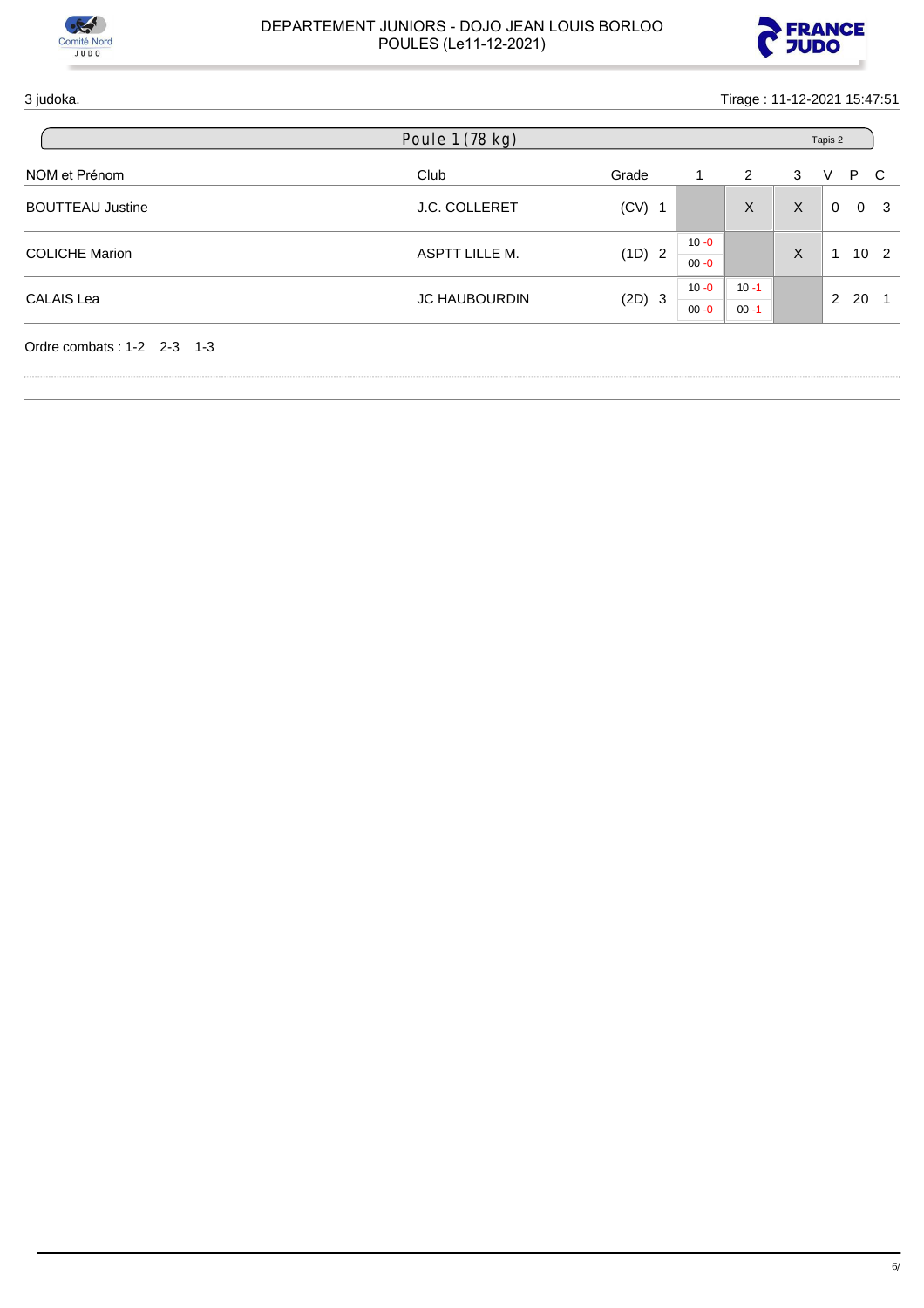DEPARTEMENT JUNIORS - DOJO JEAN LOUIS BORLOO
POULES (Le11-12-2021)

3 judoka.

Tirage : 11-12-2021 15:47:51

## Poule 1 (78 kg)

Tapis 2

| NOM et Prénom | Club | Grade | | 1 | 2 | 3 | V | P | C |
|---|---|---|---|---|---|---|---|---|---|
| BOUTTEAU Justine | J.C. COLLERET | (CV) | 1 | | X | X | 0 | 0 | 3 |
| COLICHE Marion | ASPTT LILLE M. | (1D) | 2 | 10 -0 / 00 -0 | | X | 1 | 10 | 2 |
| CALAIS Lea | JC HAUBOURDIN | (2D) | 3 | 10 -0 / 00 -0 | 10 -1 / 00 -1 | | 2 | 20 | 1 |

Ordre combats : 1-2 2-3 1-3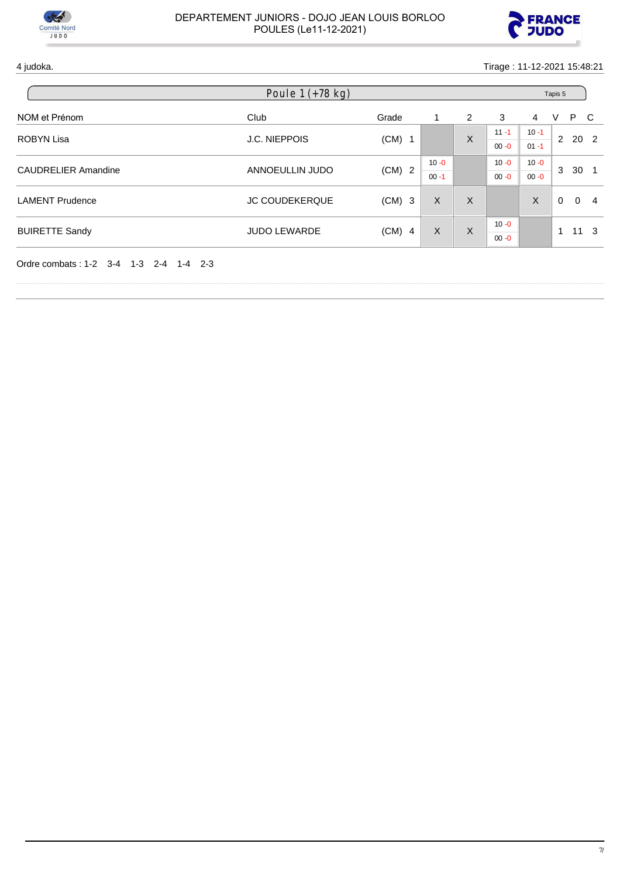DEPARTEMENT JUNIORS - DOJO JEAN LOUIS BORLOO
POULES (Le11-12-2021)

4 judoka.

Tirage : 11-12-2021 15:48:21

## Poule 1 (+78 kg)

Tapis 5

| NOM et Prénom | Club | Grade | | 1 | 2 | 3 | 4 | V | P | C |
|---|---|---|---|---|---|---|---|---|---|---|
| ROBYN Lisa | J.C. NIEPPOIS | (CM) | 1 | | X | 11 -1 / 00 -0 | 10 -1 / 01 -1 | 2 | 20 | 2 |
| CAUDRELIER Amandine | ANNOEULLIN JUDO | (CM) | 2 | 10 -0 / 00 -1 | | 10 -0 / 00 -0 | 10 -0 / 00 -0 | 3 | 30 | 1 |
| LAMENT Prudence | JC COUDEKERQUE | (CM) | 3 | X | X | | X | 0 | 0 | 4 |
| BUIRETTE Sandy | JUDO LEWARDE | (CM) | 4 | X | X | 10 -0 / 00 -0 | | 1 | 11 | 3 |

Ordre combats : 1-2 3-4 1-3 2-4 1-4 2-3